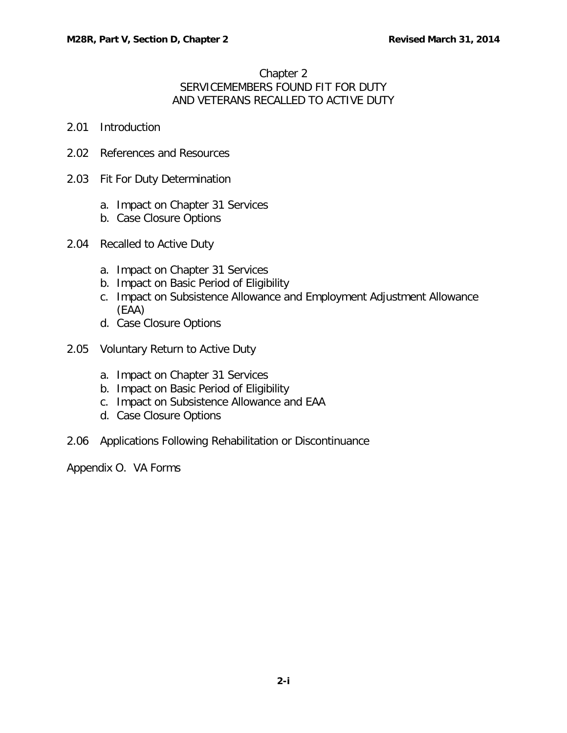# Chapter 2
## SERVICEMEMBERS FOUND FIT FOR DUTY AND VETERANS RECALLED TO ACTIVE DUTY

2.01 Introduction

2.02 References and Resources

2.03 Fit For Duty Determination

- a. Impact on Chapter 31 Services
- b. Case Closure Options

2.04 Recalled to Active Duty

- a. Impact on Chapter 31 Services
- b. Impact on Basic Period of Eligibility
- c. Impact on Subsistence Allowance and Employment Adjustment Allowance (EAA)
- d. Case Closure Options

2.05 Voluntary Return to Active Duty

- a. Impact on Chapter 31 Services
- b. Impact on Basic Period of Eligibility
- c. Impact on Subsistence Allowance and EAA
- d. Case Closure Options

2.06 Applications Following Rehabilitation or Discontinuance

Appendix O. VA Forms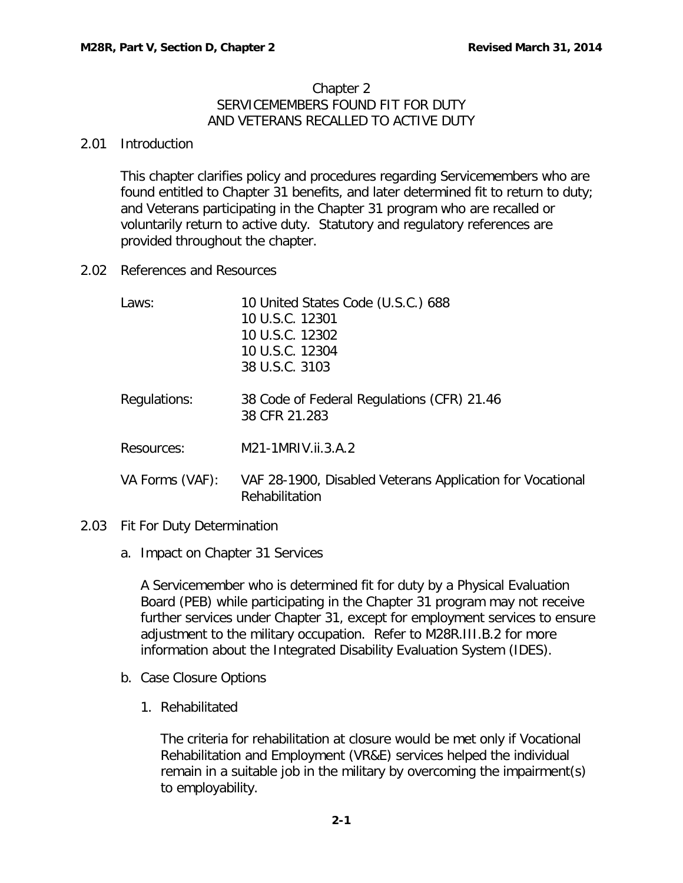# Chapter 2
## SERVICEMEMBERS FOUND FIT FOR DUTY AND VETERANS RECALLED TO ACTIVE DUTY

### 2.01 Introduction

This chapter clarifies policy and procedures regarding Servicemembers who are found entitled to Chapter 31 benefits, and later determined fit to return to duty; and Veterans participating in the Chapter 31 program who are recalled or voluntarily return to active duty. Statutory and regulatory references are provided throughout the chapter.

### 2.02 References and Resources

| | |
|---|---|
| Laws: | 10 United States Code (U.S.C.) 688<br>10 U.S.C. 12301<br>10 U.S.C. 12302<br>10 U.S.C. 12304<br>38 U.S.C. 3103 |
| Regulations: | 38 Code of Federal Regulations (CFR) 21.46<br>38 CFR 21.283 |
| Resources: | M21-1MRIV.ii.3.A.2 |
| VA Forms (VAF): | VAF 28-1900, Disabled Veterans Application for Vocational Rehabilitation |

### 2.03 Fit For Duty Determination

#### a. Impact on Chapter 31 Services

A Servicemember who is determined fit for duty by a Physical Evaluation Board (PEB) while participating in the Chapter 31 program may not receive further services under Chapter 31, except for employment services to ensure adjustment to the military occupation. Refer to M28R.III.B.2 for more information about the Integrated Disability Evaluation System (IDES).

#### b. Case Closure Options

1. Rehabilitated

   The criteria for rehabilitation at closure would be met only if Vocational Rehabilitation and Employment (VR&E) services helped the individual remain in a suitable job in the military by overcoming the impairment(s) to employability.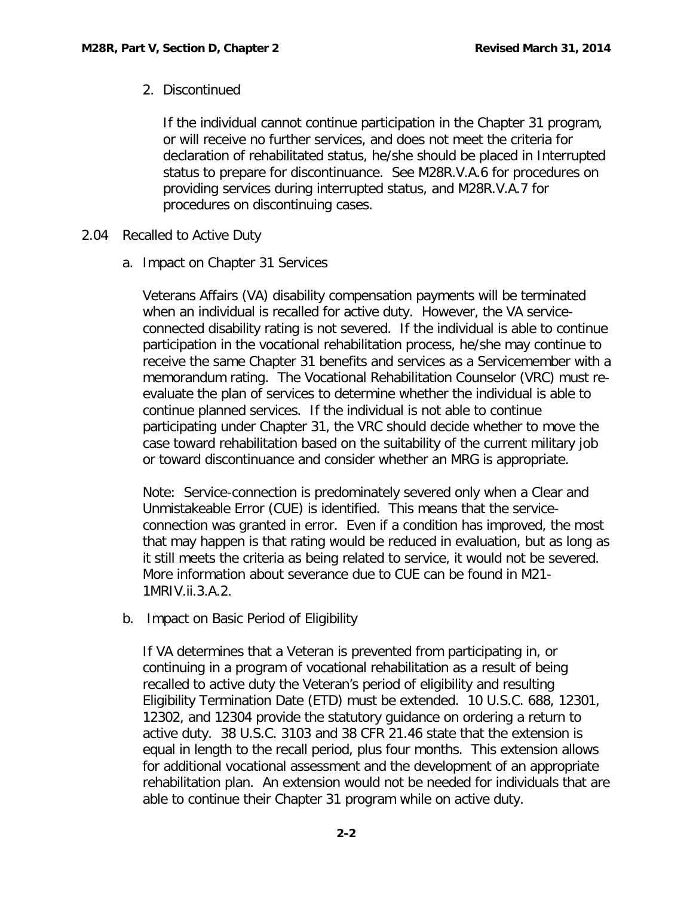2. Discontinued

If the individual cannot continue participation in the Chapter 31 program, or will receive no further services, and does not meet the criteria for declaration of rehabilitated status, he/she should be placed in Interrupted status to prepare for discontinuance. See M28R.V.A.6 for procedures on providing services during interrupted status, and M28R.V.A.7 for procedures on discontinuing cases.

## 2.04 Recalled to Active Duty

### a. Impact on Chapter 31 Services

Veterans Affairs (VA) disability compensation payments will be terminated when an individual is recalled for active duty. However, the VA service-connected disability rating is not severed. If the individual is able to continue participation in the vocational rehabilitation process, he/she may continue to receive the same Chapter 31 benefits and services as a Servicemember with a memorandum rating. The Vocational Rehabilitation Counselor (VRC) must re-evaluate the plan of services to determine whether the individual is able to continue planned services. If the individual is not able to continue participating under Chapter 31, the VRC should decide whether to move the case toward rehabilitation based on the suitability of the current military job or toward discontinuance and consider whether an MRG is appropriate.

Note: Service-connection is predominately severed only when a Clear and Unmistakeable Error (CUE) is identified. This means that the service-connection was granted in error. Even if a condition has improved, the most that may happen is that rating would be reduced in evaluation, but as long as it still meets the criteria as being related to service, it would not be severed. More information about severance due to CUE can be found in M21-1MRIV.ii.3.A.2.

### b. Impact on Basic Period of Eligibility

If VA determines that a Veteran is prevented from participating in, or continuing in a program of vocational rehabilitation as a result of being recalled to active duty the Veteran's period of eligibility and resulting Eligibility Termination Date (ETD) must be extended. 10 U.S.C. 688, 12301, 12302, and 12304 provide the statutory guidance on ordering a return to active duty. 38 U.S.C. 3103 and 38 CFR 21.46 state that the extension is equal in length to the recall period, plus four months. This extension allows for additional vocational assessment and the development of an appropriate rehabilitation plan. An extension would not be needed for individuals that are able to continue their Chapter 31 program while on active duty.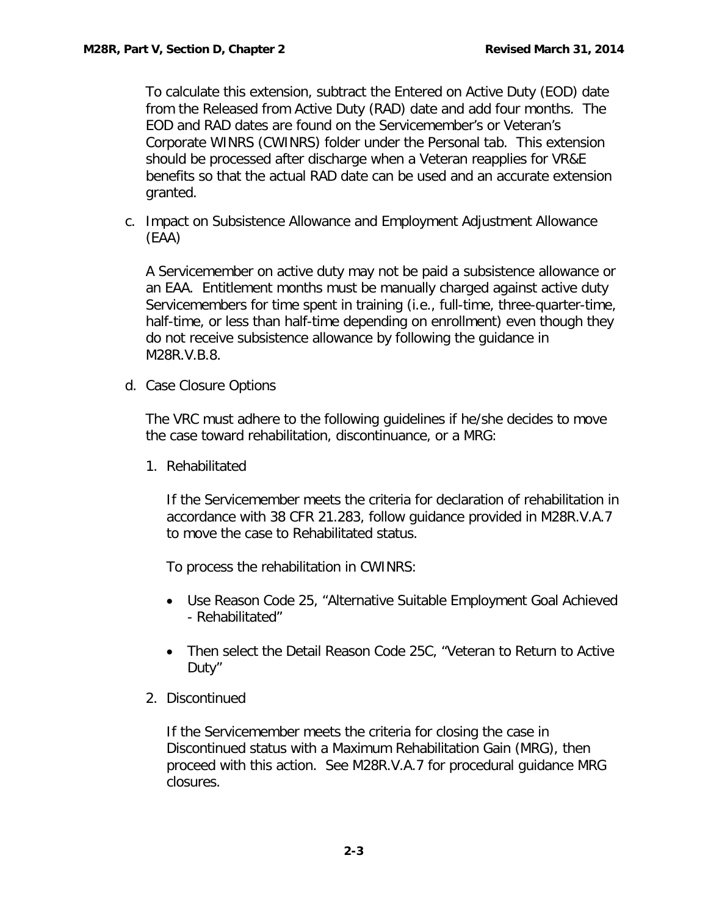To calculate this extension, subtract the Entered on Active Duty (EOD) date from the Released from Active Duty (RAD) date and add four months. The EOD and RAD dates are found on the Servicemember's or Veteran's Corporate WINRS (CWINRS) folder under the Personal tab. This extension should be processed after discharge when a Veteran reapplies for VR&E benefits so that the actual RAD date can be used and an accurate extension granted.

c. Impact on Subsistence Allowance and Employment Adjustment Allowance (EAA)

A Servicemember on active duty may not be paid a subsistence allowance or an EAA. Entitlement months must be manually charged against active duty Servicemembers for time spent in training (i.e., full-time, three-quarter-time, half-time, or less than half-time depending on enrollment) even though they do not receive subsistence allowance by following the guidance in M28R.V.B.8.

d. Case Closure Options

The VRC must adhere to the following guidelines if he/she decides to move the case toward rehabilitation, discontinuance, or a MRG:

1. Rehabilitated

   If the Servicemember meets the criteria for declaration of rehabilitation in accordance with 38 CFR 21.283, follow guidance provided in M28R.V.A.7 to move the case to Rehabilitated status.

   To process the rehabilitation in CWINRS:

   - Use Reason Code 25, "Alternative Suitable Employment Goal Achieved - Rehabilitated"
   - Then select the Detail Reason Code 25C, "Veteran to Return to Active Duty"

2. Discontinued

   If the Servicemember meets the criteria for closing the case in Discontinued status with a Maximum Rehabilitation Gain (MRG), then proceed with this action. See M28R.V.A.7 for procedural guidance MRG closures.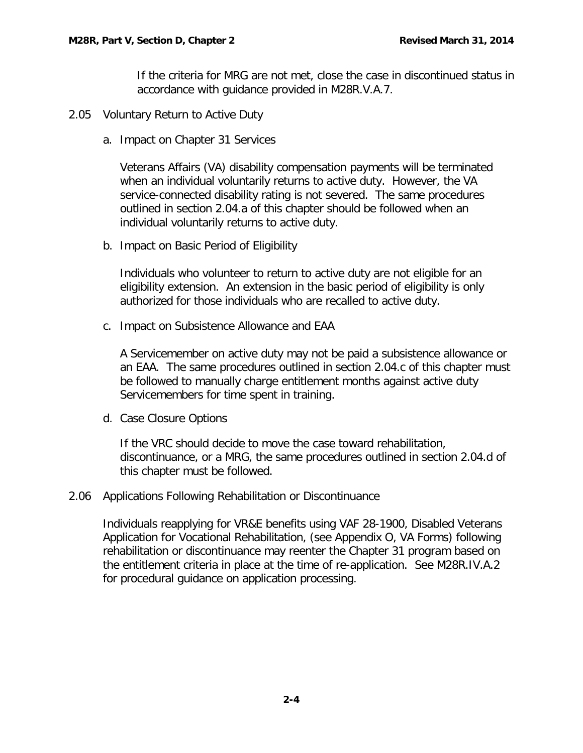If the criteria for MRG are not met, close the case in discontinued status in accordance with guidance provided in M28R.V.A.7.

## 2.05 Voluntary Return to Active Duty

### a. Impact on Chapter 31 Services

Veterans Affairs (VA) disability compensation payments will be terminated when an individual voluntarily returns to active duty. However, the VA service-connected disability rating is not severed. The same procedures outlined in section 2.04.a of this chapter should be followed when an individual voluntarily returns to active duty.

### b. Impact on Basic Period of Eligibility

Individuals who volunteer to return to active duty are not eligible for an eligibility extension. An extension in the basic period of eligibility is only authorized for those individuals who are recalled to active duty.

### c. Impact on Subsistence Allowance and EAA

A Servicemember on active duty may not be paid a subsistence allowance or an EAA. The same procedures outlined in section 2.04.c of this chapter must be followed to manually charge entitlement months against active duty Servicemembers for time spent in training.

### d. Case Closure Options

If the VRC should decide to move the case toward rehabilitation, discontinuance, or a MRG, the same procedures outlined in section 2.04.d of this chapter must be followed.

## 2.06 Applications Following Rehabilitation or Discontinuance

Individuals reapplying for VR&E benefits using VAF 28-1900, Disabled Veterans Application for Vocational Rehabilitation, (see Appendix O, VA Forms) following rehabilitation or discontinuance may reenter the Chapter 31 program based on the entitlement criteria in place at the time of re-application. See M28R.IV.A.2 for procedural guidance on application processing.